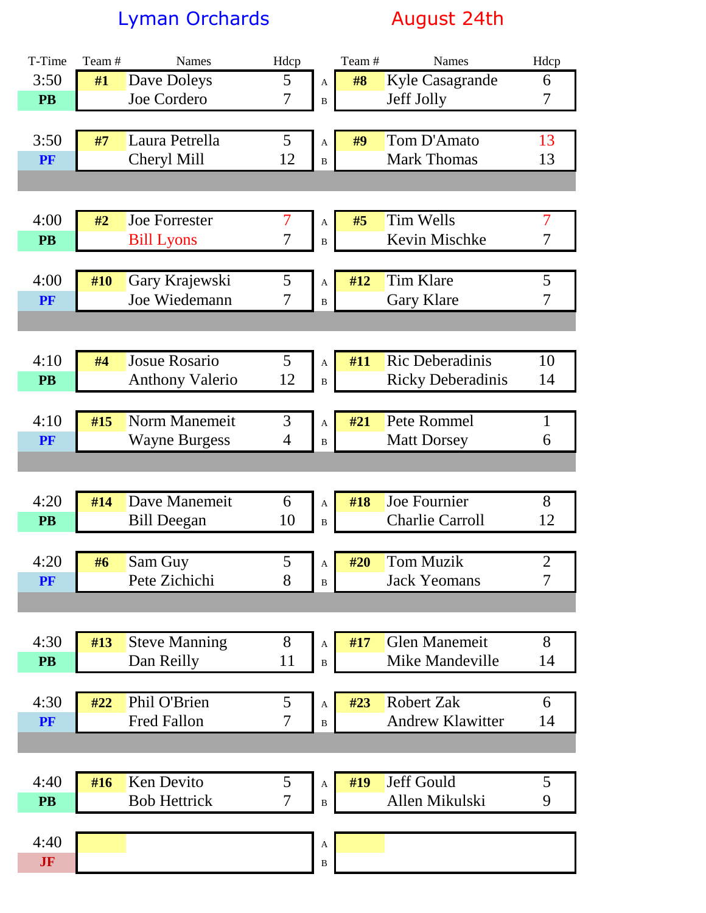# Lyman Orchards

## August 24th

| T-Time | Team # | Names | Hdcp | | Team # | Names | Hdcp |
|---|---|---|---|---|---|---|---|
| 3:50 | #1 | Dave Doleys | 5 | A | #8 | Kyle Casagrande | 6 |
| PB | | Joe Cordero | 7 | B | | Jeff Jolly | 7 |
| 3:50 | #7 | Laura Petrella | 5 | A | #9 | Tom D'Amato | 13 |
| PF | | Cheryl Mill | 12 | B | | Mark Thomas | 13 |
| 4:00 | #2 | Joe Forrester | 7 | A | #5 | Tim Wells | 7 |
| PB | | Bill Lyons | 7 | B | | Kevin Mischke | 7 |
| 4:00 | #10 | Gary Krajewski | 5 | A | #12 | Tim Klare | 5 |
| PF | | Joe Wiedemann | 7 | B | | Gary Klare | 7 |
| 4:10 | #4 | Josue Rosario | 5 | A | #11 | Ric Deberadinis | 10 |
| PB | | Anthony Valerio | 12 | B | | Ricky Deberadinis | 14 |
| 4:10 | #15 | Norm Manemeit | 3 | A | #21 | Pete Rommel | 1 |
| PF | | Wayne Burgess | 4 | B | | Matt Dorsey | 6 |
| 4:20 | #14 | Dave Manemeit | 6 | A | #18 | Joe Fournier | 8 |
| PB | | Bill Deegan | 10 | B | | Charlie Carroll | 12 |
| 4:20 | #6 | Sam Guy | 5 | A | #20 | Tom Muzik | 2 |
| PF | | Pete Zichichi | 8 | B | | Jack Yeomans | 7 |
| 4:30 | #13 | Steve Manning | 8 | A | #17 | Glen Manemeit | 8 |
| PB | | Dan Reilly | 11 | B | | Mike Mandeville | 14 |
| 4:30 | #22 | Phil O'Brien | 5 | A | #23 | Robert Zak | 6 |
| PF | | Fred Fallon | 7 | B | | Andrew Klawitter | 14 |
| 4:40 | #16 | Ken Devito | 5 | A | #19 | Jeff Gould | 5 |
| PB | | Bob Hettrick | 7 | B | | Allen Mikulski | 9 |
| 4:40 | | | | A | | | |
| JF | | | | B | | | |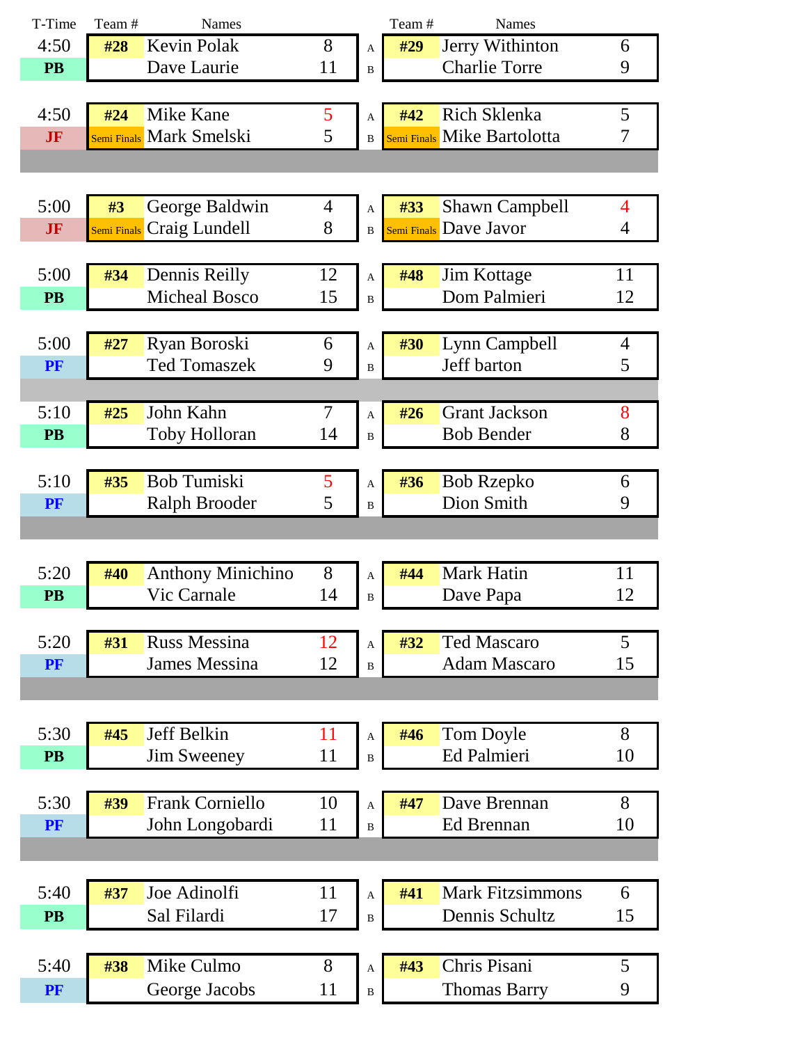| T-Time | Team # | Names | | | Team # | Names | |
|---|---|---|---|---|---|---|---|
| 4:50 | #28 | Kevin Polak | 8 | A | #29 | Jerry Withinton | 6 |
| PB | | Dave Laurie | 11 | B | | Charlie Torre | 9 |
| 4:50 | #24 | Mike Kane | 5 | A | #42 | Rich Sklenka | 5 |
| JF | Semi Finals | Mark Smelski | 5 | B | Semi Finals | Mike Bartolotta | 7 |
| 5:00 | #3 | George Baldwin | 4 | A | #33 | Shawn Campbell | 4 |
| JF | Semi Finals | Craig Lundell | 8 | B | Semi Finals | Dave Javor | 4 |
| 5:00 | #34 | Dennis Reilly | 12 | A | #48 | Jim Kottage | 11 |
| PB | | Micheal Bosco | 15 | B | | Dom Palmieri | 12 |
| 5:00 | #27 | Ryan Boroski | 6 | A | #30 | Lynn Campbell | 4 |
| PF | | Ted Tomaszek | 9 | B | | Jeff barton | 5 |
| 5:10 | #25 | John Kahn | 7 | A | #26 | Grant Jackson | 8 |
| PB | | Toby Holloran | 14 | B | | Bob Bender | 8 |
| 5:10 | #35 | Bob Tumiski | 5 | A | #36 | Bob Rzepko | 6 |
| PF | | Ralph Brooder | 5 | B | | Dion Smith | 9 |
| 5:20 | #40 | Anthony Minichino | 8 | A | #44 | Mark Hatin | 11 |
| PB | | Vic Carnale | 14 | B | | Dave Papa | 12 |
| 5:20 | #31 | Russ Messina | 12 | A | #32 | Ted Mascaro | 5 |
| PF | | James Messina | 12 | B | | Adam Mascaro | 15 |
| 5:30 | #45 | Jeff Belkin | 11 | A | #46 | Tom Doyle | 8 |
| PB | | Jim Sweeney | 11 | B | | Ed Palmieri | 10 |
| 5:30 | #39 | Frank Corniello | 10 | A | #47 | Dave Brennan | 8 |
| PF | | John Longobardi | 11 | B | | Ed Brennan | 10 |
| 5:40 | #37 | Joe Adinolfi | 11 | A | #41 | Mark Fitzsimmons | 6 |
| PB | | Sal Filardi | 17 | B | | Dennis Schultz | 15 |
| 5:40 | #38 | Mike Culmo | 8 | A | #43 | Chris Pisani | 5 |
| PF | | George Jacobs | 11 | B | | Thomas Barry | 9 |